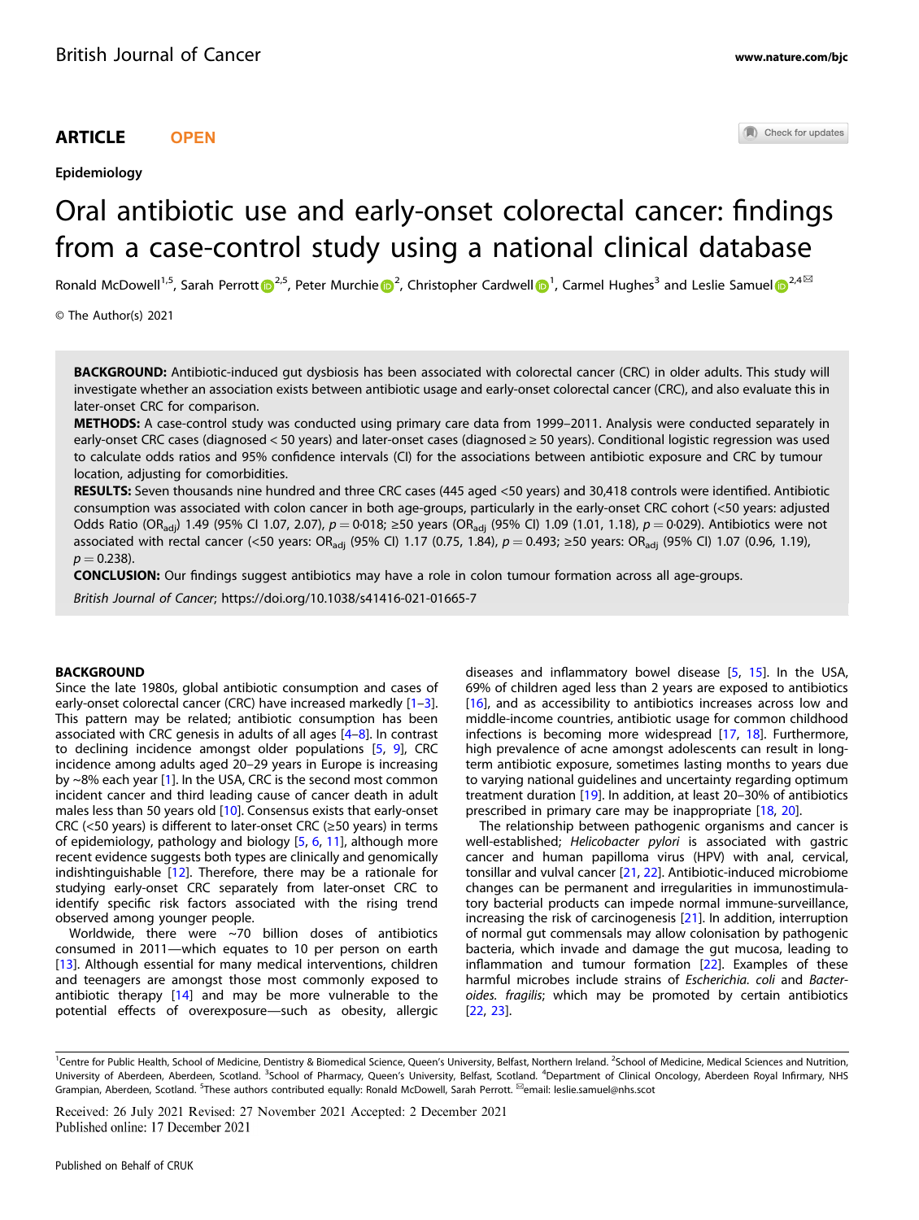ARTICLE OPEN

Epidemiology

# Oral antibiotic use and early-onset colorectal cancer: findings from a case-control study using a national clinical database

Ronald McDowell[1,5], Sarah Perrott[2,5], Peter Murchie[2], Christopher Cardwell[1], Carmel Hughes[3] and Leslie Samuel[2,4]

© The Author(s) 2021

**BACKGROUND:** Antibiotic-induced gut dysbiosis has been associated with colorectal cancer (CRC) in older adults. This study will investigate whether an association exists between antibiotic usage and early-onset colorectal cancer (CRC), and also evaluate this in later-onset CRC for comparison.

**METHODS:** A case-control study was conducted using primary care data from 1999–2011. Analysis were conducted separately in early-onset CRC cases (diagnosed < 50 years) and later-onset cases (diagnosed ≥ 50 years). Conditional logistic regression was used to calculate odds ratios and 95% confidence intervals (CI) for the associations between antibiotic exposure and CRC by tumour location, adjusting for comorbidities.

**RESULTS:** Seven thousands nine hundred and three CRC cases (445 aged <50 years) and 30,418 controls were identified. Antibiotic consumption was associated with colon cancer in both age-groups, particularly in the early-onset CRC cohort (<50 years: adjusted Odds Ratio ($OR_{adj}$) 1.49 (95% CI 1.07, 2.07), $p = 0{\cdot}018$; ≥50 years ($OR_{adj}$ (95% CI) 1.09 (1.01, 1.18), $p = 0{\cdot}029$). Antibiotics were not associated with rectal cancer (<50 years: $OR_{adj}$ (95% CI) 1.17 (0.75, 1.84), $p = 0.493$; ≥50 years: $OR_{adj}$ (95% CI) 1.07 (0.96, 1.19), $p = 0.238$).

**CONCLUSION:** Our findings suggest antibiotics may have a role in colon tumour formation across all age-groups.

*British Journal of Cancer*; https://doi.org/10.1038/s41416-021-01665-7

## BACKGROUND

Since the late 1980s, global antibiotic consumption and cases of early-onset colorectal cancer (CRC) have increased markedly [1–3]. This pattern may be related; antibiotic consumption has been associated with CRC genesis in adults of all ages [4–8]. In contrast to declining incidence amongst older populations [5, 9], CRC incidence among adults aged 20–29 years in Europe is increasing by ~8% each year [1]. In the USA, CRC is the second most common incident cancer and third leading cause of cancer death in adult males less than 50 years old [10]. Consensus exists that early-onset CRC (<50 years) is different to later-onset CRC (≥50 years) in terms of epidemiology, pathology and biology [5, 6, 11], although more recent evidence suggests both types are clinically and genomically indistinguishable [12]. Therefore, there may be a rationale for studying early-onset CRC separately from later-onset CRC to identify specific risk factors associated with the rising trend observed among younger people.

Worldwide, there were ~70 billion doses of antibiotics consumed in 2011—which equates to 10 per person on earth [13]. Although essential for many medical interventions, children and teenagers are amongst those most commonly exposed to antibiotic therapy [14] and may be more vulnerable to the potential effects of overexposure—such as obesity, allergic diseases and inflammatory bowel disease [5, 15]. In the USA, 69% of children aged less than 2 years are exposed to antibiotics [16], and as accessibility to antibiotics increases across low and middle-income countries, antibiotic usage for common childhood infections is becoming more widespread [17, 18]. Furthermore, high prevalence of acne amongst adolescents can result in long-term antibiotic exposure, sometimes lasting months to years due to varying national guidelines and uncertainty regarding optimum treatment duration [19]. In addition, at least 20–30% of antibiotics prescribed in primary care may be inappropriate [18, 20].

The relationship between pathogenic organisms and cancer is well-established; *Helicobacter pylori* is associated with gastric cancer and human papilloma virus (HPV) with anal, cervical, tonsillar and vulval cancer [21, 22]. Antibiotic-induced microbiome changes can be permanent and irregularities in immunostimulatory bacterial products can impede normal immune-surveillance, increasing the risk of carcinogenesis [21]. In addition, interruption of normal gut commensals may allow colonisation by pathogenic bacteria, which invade and damage the gut mucosa, leading to inflammation and tumour formation [22]. Examples of these harmful microbes include strains of *Escherichia. coli* and *Bacteroides. fragilis*; which may be promoted by certain antibiotics [22, 23].

[1]Centre for Public Health, School of Medicine, Dentistry & Biomedical Science, Queen's University, Belfast, Northern Ireland. [2]School of Medicine, Medical Sciences and Nutrition, University of Aberdeen, Aberdeen, Scotland. [3]School of Pharmacy, Queen's University, Belfast, Scotland. [4]Department of Clinical Oncology, Aberdeen Royal Infirmary, NHS Grampian, Aberdeen, Scotland. [5]These authors contributed equally: Ronald McDowell, Sarah Perrott. ✉email: leslie.samuel@nhs.scot

Received: 26 July 2021 Revised: 27 November 2021 Accepted: 2 December 2021
Published online: 17 December 2021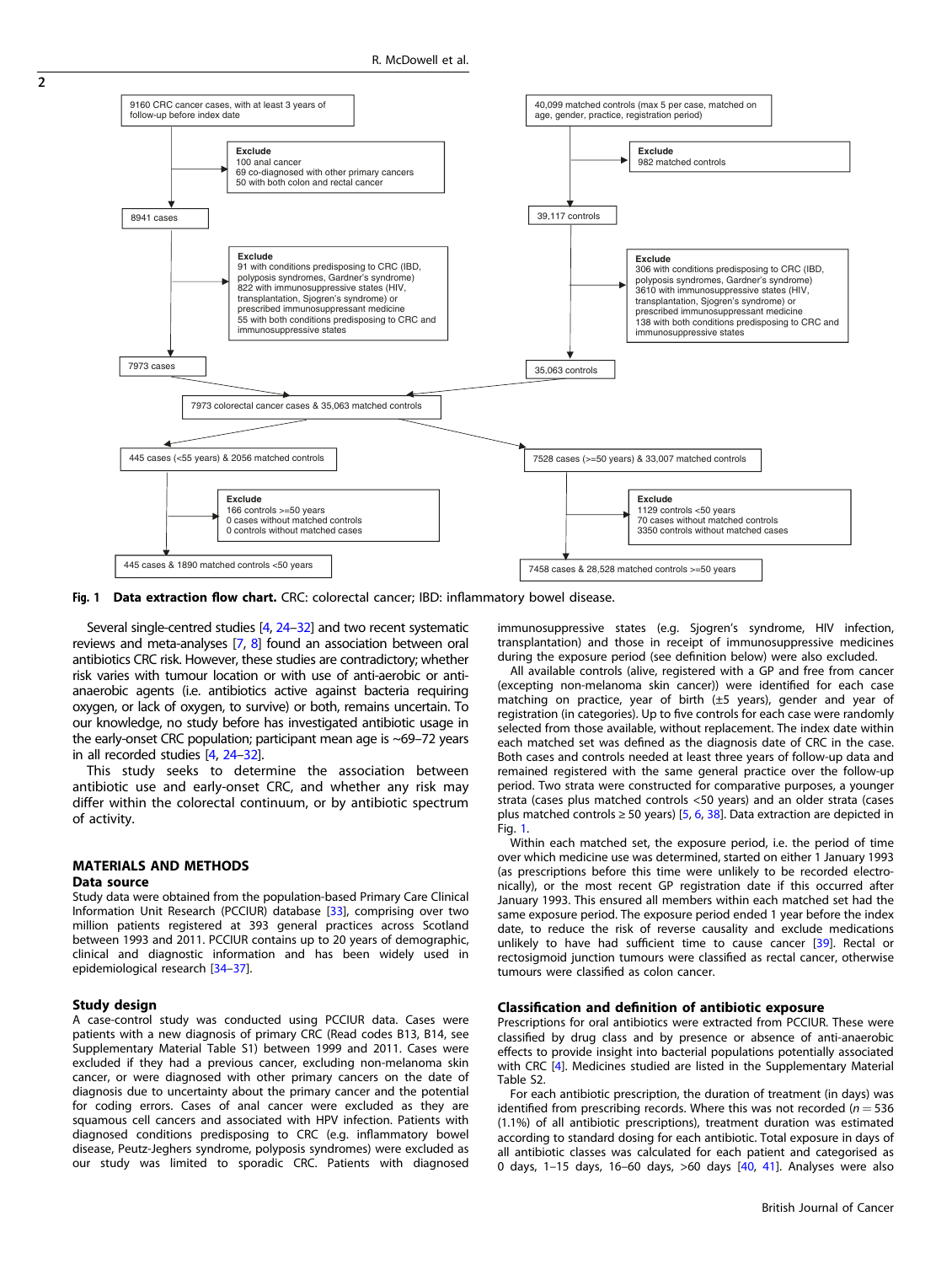9160 CRC cancer cases, with at least 3 years of follow-up before index date

Exclude
100 anal cancer
69 co-diagnosed with other primary cancers
50 with both colon and rectal cancer

8941 cases

Exclude
91 with conditions predisposing to CRC (IBD, polyposis syndromes, Gardner's syndrome)
822 with immunosuppressive states (HIV, transplantation, Sjogren's syndrome) or prescribed immunosuppressant medicine
55 with both conditions predisposing to CRC and immunosuppressive states

7973 cases

40,099 matched controls (max 5 per case, matched on age, gender, practice, registration period)

Exclude
982 matched controls

39,117 controls

Exclude
306 with conditions predisposing to CRC (IBD, polyposis syndromes, Gardner's syndrome)
3610 with immunosuppressive states (HIV, transplantation, Sjogren's syndrome) or prescribed immunosuppressant medicine
138 with both conditions predisposing to CRC and immunosuppressive states

35,063 controls

7973 colorectal cancer cases & 35,063 matched controls

445 cases (<55 years) & 2056 matched controls

Exclude
166 controls >=50 years
0 cases without matched controls
0 controls without matched cases

445 cases & 1890 matched controls <50 years

7528 cases (>=50 years) & 33,007 matched controls

Exclude
1129 controls <50 years
70 cases without matched controls
3350 controls without matched cases

7458 cases & 28,528 matched controls >=50 years

**Fig. 1 Data extraction flow chart.** CRC: colorectal cancer; IBD: inflammatory bowel disease.

Several single-centred studies [4, 24–32] and two recent systematic reviews and meta-analyses [7, 8] found an association between oral antibiotics CRC risk. However, these studies are contradictory; whether risk varies with tumour location or with use of anti-aerobic or anti-anaerobic agents (i.e. antibiotics active against bacteria requiring oxygen, or lack of oxygen, to survive) or both, remains uncertain. To our knowledge, no study before has investigated antibiotic usage in the early-onset CRC population; participant mean age is ~69–72 years in all recorded studies [4, 24–32].

This study seeks to determine the association between antibiotic use and early-onset CRC, and whether any risk may differ within the colorectal continuum, or by antibiotic spectrum of activity.

## MATERIALS AND METHODS

### Data source

Study data were obtained from the population-based Primary Care Clinical Information Unit Research (PCCIUR) database [33], comprising over two million patients registered at 393 general practices across Scotland between 1993 and 2011. PCCIUR contains up to 20 years of demographic, clinical and diagnostic information and has been widely used in epidemiological research [34–37].

### Study design

A case-control study was conducted using PCCIUR data. Cases were patients with a new diagnosis of primary CRC (Read codes B13, B14, see Supplementary Material Table S1) between 1999 and 2011. Cases were excluded if they had a previous cancer, excluding non-melanoma skin cancer, or were diagnosed with other primary cancers on the date of diagnosis due to uncertainty about the primary cancer and the potential for coding errors. Cases of anal cancer were excluded as they are squamous cell cancers and associated with HPV infection. Patients with diagnosed conditions predisposing to CRC (e.g. inflammatory bowel disease, Peutz-Jeghers syndrome, polyposis syndromes) were excluded as our study was limited to sporadic CRC. Patients with diagnosed immunosuppressive states (e.g. Sjogren's syndrome, HIV infection, transplantation) and those in receipt of immunosuppressive medicines during the exposure period (see definition below) were also excluded.

All available controls (alive, registered with a GP and free from cancer (excepting non-melanoma skin cancer)) were identified for each case matching on practice, year of birth (±5 years), gender and year of registration (in categories). Up to five controls for each case were randomly selected from those available, without replacement. The index date within each matched set was defined as the diagnosis date of CRC in the case. Both cases and controls needed at least three years of follow-up data and remained registered with the same general practice over the follow-up period. Two strata were constructed for comparative purposes, a younger strata (cases plus matched controls <50 years) and an older strata (cases plus matched controls ≥ 50 years) [5, 6, 38]. Data extraction are depicted in Fig. 1.

Within each matched set, the exposure period, i.e. the period of time over which medicine use was determined, started on either 1 January 1993 (as prescriptions before this time were unlikely to be recorded electronically), or the most recent GP registration date if this occurred after January 1993. This ensured all members within each matched set had the same exposure period. The exposure period ended 1 year before the index date, to reduce the risk of reverse causality and exclude medications unlikely to have had sufficient time to cause cancer [39]. Rectal or rectosigmoid junction tumours were classified as rectal cancer, otherwise tumours were classified as colon cancer.

### Classification and definition of antibiotic exposure

Prescriptions for oral antibiotics were extracted from PCCIUR. These were classified by drug class and by presence or absence of anti-anaerobic effects to provide insight into bacterial populations potentially associated with CRC [4]. Medicines studied are listed in the Supplementary Material Table S2.

For each antibiotic prescription, the duration of treatment (in days) was identified from prescribing records. Where this was not recorded ($n = 536$ (1.1%) of all antibiotic prescriptions), treatment duration was estimated according to standard dosing for each antibiotic. Total exposure in days of all antibiotic classes was calculated for each patient and categorised as 0 days, 1–15 days, 16–60 days, >60 days [40, 41]. Analyses were also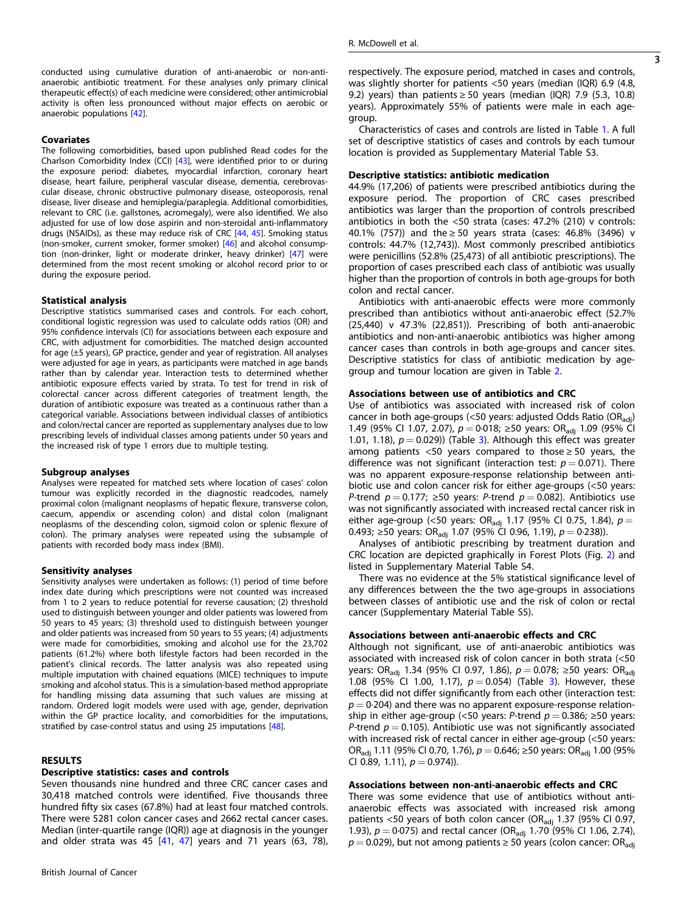conducted using cumulative duration of anti-anaerobic or non-anti-anaerobic antibiotic treatment. For these analyses only primary clinical therapeutic effect(s) of each medicine were considered; other antimicrobial activity is often less pronounced without major effects on aerobic or anaerobic populations [42].

### Covariates

The following comorbidities, based upon published Read codes for the Charlson Comorbidity Index (CCI) [43], were identified prior to or during the exposure period: diabetes, myocardial infarction, coronary heart disease, heart failure, peripheral vascular disease, dementia, cerebrovascular disease, chronic obstructive pulmonary disease, osteoporosis, renal disease, liver disease and hemiplegia/paraplegia. Additional comorbidities, relevant to CRC (i.e. gallstones, acromegaly), were also identified. We also adjusted for use of low dose aspirin and non-steroidal anti-inflammatory drugs (NSAIDs), as these may reduce risk of CRC [44, 45]. Smoking status (non-smoker, current smoker, former smoker) [46] and alcohol consumption (non-drinker, light or moderate drinker, heavy drinker) [47] were determined from the most recent smoking or alcohol record prior to or during the exposure period.

### Statistical analysis

Descriptive statistics summarised cases and controls. For each cohort, conditional logistic regression was used to calculate odds ratios (OR) and 95% confidence intervals (CI) for associations between each exposure and CRC, with adjustment for comorbidities. The matched design accounted for age (±5 years), GP practice, gender and year of registration. All analyses were adjusted for age in years, as participants were matched in age bands rather than by calendar year. Interaction tests to determined whether antibiotic exposure effects varied by strata. To test for trend in risk of colorectal cancer across different categories of treatment length, the duration of antibiotic exposure was treated as a continuous rather than a categorical variable. Associations between individual classes of antibiotics and colon/rectal cancer are reported as supplementary analyses due to low prescribing levels of individual classes among patients under 50 years and the increased risk of type 1 errors due to multiple testing.

### Subgroup analyses

Analyses were repeated for matched sets where location of cases' colon tumour was explicitly recorded in the diagnostic readcodes, namely proximal colon (malignant neoplasms of hepatic flexure, transverse colon, caecum, appendix or ascending colon) and distal colon (malignant neoplasms of the descending colon, sigmoid colon or splenic flexure of colon). The primary analyses were repeated using the subsample of patients with recorded body mass index (BMI).

### Sensitivity analyses

Sensitivity analyses were undertaken as follows: (1) period of time before index date during which prescriptions were not counted was increased from 1 to 2 years to reduce potential for reverse causation; (2) threshold used to distinguish between younger and older patients was lowered from 50 years to 45 years; (3) threshold used to distinguish between younger and older patients was increased from 50 years to 55 years; (4) adjustments were made for comorbidities, smoking and alcohol use for the 23,702 patients (61.2%) where both lifestyle factors had been recorded in the patient's clinical records. The latter analysis was also repeated using multiple imputation with chained equations (MICE) techniques to impute smoking and alcohol status. This is a simulation-based method appropriate for handling missing data assuming that such values are missing at random. Ordered logit models were used with age, gender, deprivation within the GP practice locality, and comorbidities for the imputations, stratified by case-control status and using 25 imputations [48].

## RESULTS

### Descriptive statistics: cases and controls

Seven thousands nine hundred and three CRC cancer cases and 30,418 matched controls were identified. Five thousands three hundred fifty six cases (67.8%) had at least four matched controls. There were 5281 colon cancer cases and 2662 rectal cancer cases. Median (inter-quartile range (IQR)) age at diagnosis in the younger and older strata was 45 [41, 47] years and 71 years (63, 78), respectively. The exposure period, matched in cases and controls, was slightly shorter for patients <50 years (median (IQR) 6.9 (4.8, 9.2) years) than patients ≥ 50 years (median (IQR) 7.9 (5.3, 10.8) years). Approximately 55% of patients were male in each age-group.

Characteristics of cases and controls are listed in Table 1. A full set of descriptive statistics of cases and controls by each tumour location is provided as Supplementary Material Table S3.

### Descriptive statistics: antibiotic medication

44.9% (17,206) of patients were prescribed antibiotics during the exposure period. The proportion of CRC cases prescribed antibiotics was larger than the proportion of controls prescribed antibiotics in both the <50 strata (cases: 47.2% (210) v controls: 40.1% (757)) and the ≥ 50 years strata (cases: 46.8% (3496) v controls: 44.7% (12,743)). Most commonly prescribed antibiotics were penicillins (52.8% (25,473) of all antibiotic prescriptions). The proportion of cases prescribed each class of antibiotic was usually higher than the proportion of controls in both age-groups for both colon and rectal cancer.

Antibiotics with anti-anaerobic effects were more commonly prescribed than antibiotics without anti-anaerobic effect (52.7% (25,440) v 47.3% (22,851)). Prescribing of both anti-anaerobic antibiotics and non-anti-anaerobic antibiotics was higher among cancer cases than controls in both age-groups and cancer sites. Descriptive statistics for class of antibiotic medication by age-group and tumour location are given in Table 2.

### Associations between use of antibiotics and CRC

Use of antibiotics was associated with increased risk of colon cancer in both age-groups (<50 years: adjusted Odds Ratio ($OR_{adj}$) 1.49 (95% CI 1.07, 2.07), $p = 0{\cdot}018$; ≥50 years: $OR_{adj}$ 1.09 (95% CI 1.01, 1.18), $p = 0.029$)) (Table 3). Although this effect was greater among patients <50 years compared to those ≥ 50 years, the difference was not significant (interaction test: $p = 0.071$). There was no apparent exposure-response relationship between antibiotic use and colon cancer risk for either age-groups (<50 years: *P*-trend $p = 0.177$; ≥50 years: *P*-trend $p = 0.082$). Antibiotics use was not significantly associated with increased rectal cancer risk in either age-group (<50 years: $OR_{adj}$ 1.17 (95% CI 0.75, 1.84), $p = 0.493$; ≥50 years: $OR_{adj}$ 1.07 (95% CI 0.96, 1.19), $p = 0{\cdot}238$)).

Analyses of antibiotic prescribing by treatment duration and CRC location are depicted graphically in Forest Plots (Fig. 2) and listed in Supplementary Material Table S4.

There was no evidence at the 5% statistical significance level of any differences between the the two age-groups in associations between classes of antibiotic use and the risk of colon or rectal cancer (Supplementary Material Table S5).

### Associations between anti-anaerobic effects and CRC

Although not significant, use of anti-anaerobic antibiotics was associated with increased risk of colon cancer in both strata (<50 years: $OR_{adj}$ 1.34 (95% CI 0.97, 1.86), $p = 0.078$; ≥50 years: $OR_{adj}$ 1.08 (95% CI 1.00, 1.17), $p = 0.054$) (Table 3). However, these effects did not differ significantly from each other (interaction test: $p = 0{\cdot}204$) and there was no apparent exposure-response relationship in either age-group (<50 years: *P*-trend $p = 0.386$; ≥50 years: *P*-trend $p = 0.105$). Antibiotic use was not significantly associated with increased risk of rectal cancer in either age-group (<50 years: $OR_{adj}$ 1.11 (95% CI 0.70, 1.76), $p = 0.646$; ≥50 years: $OR_{adj}$ 1.00 (95% CI 0.89, 1.11), $p = 0.974$)).

### Associations between non-anti-anaerobic effects and CRC

There was some evidence that use of antibiotics without anti-anaerobic effects was associated with increased risk among patients <50 years of both colon cancer ($OR_{adj}$ 1.37 (95% CI 0.97, 1.93), $p = 0{\cdot}075$) and rectal cancer ($OR_{adj}$ 1·70 (95% CI 1.06, 2.74), $p = 0.029$), but not among patients ≥ 50 years (colon cancer: $OR_{adj}$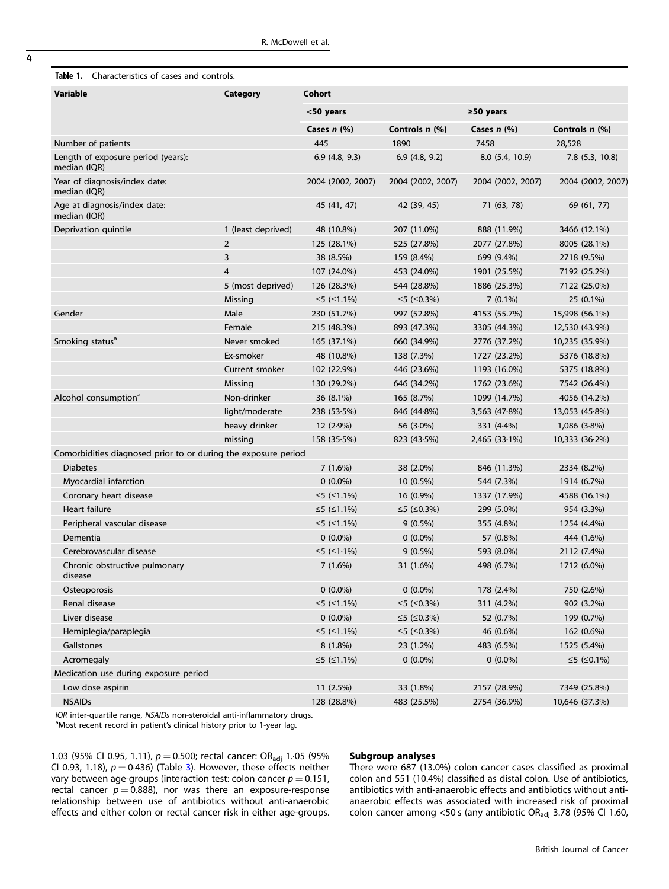**Table 1.** Characteristics of cases and controls.

| Variable | Category | Cohort | | | |
|---|---|---|---|---|---|
| | | <50 years | | ≥50 years | |
| | | Cases *n* (%) | Controls *n* (%) | Cases *n* (%) | Controls *n* (%) |
| Number of patients | | 445 | 1890 | 7458 | 28,528 |
| Length of exposure period (years): median (IQR) | | 6.9 (4.8, 9.3) | 6.9 (4.8, 9.2) | 8.0 (5.4, 10.9) | 7.8 (5.3, 10.8) |
| Year of diagnosis/index date: median (IQR) | | 2004 (2002, 2007) | 2004 (2002, 2007) | 2004 (2002, 2007) | 2004 (2002, 2007) |
| Age at diagnosis/index date: median (IQR) | | 45 (41, 47) | 42 (39, 45) | 71 (63, 78) | 69 (61, 77) |
| Deprivation quintile | 1 (least deprived) | 48 (10.8%) | 207 (11.0%) | 888 (11.9%) | 3466 (12.1%) |
| | 2 | 125 (28.1%) | 525 (27.8%) | 2077 (27.8%) | 8005 (28.1%) |
| | 3 | 38 (8.5%) | 159 (8.4%) | 699 (9.4%) | 2718 (9.5%) |
| | 4 | 107 (24.0%) | 453 (24.0%) | 1901 (25.5%) | 7192 (25.2%) |
| | 5 (most deprived) | 126 (28.3%) | 544 (28.8%) | 1886 (25.3%) | 7122 (25.0%) |
| | Missing | ≤5 (≤1.1%) | ≤5 (≤0.3%) | 7 (0.1%) | 25 (0.1%) |
| Gender | Male | 230 (51.7%) | 997 (52.8%) | 4153 (55.7%) | 15,998 (56.1%) |
| | Female | 215 (48.3%) | 893 (47.3%) | 3305 (44.3%) | 12,530 (43.9%) |
| Smoking status[a] | Never smoked | 165 (37.1%) | 660 (34.9%) | 2776 (37.2%) | 10,235 (35.9%) |
| | Ex-smoker | 48 (10.8%) | 138 (7.3%) | 1727 (23.2%) | 5376 (18.8%) |
| | Current smoker | 102 (22.9%) | 446 (23.6%) | 1193 (16.0%) | 5375 (18.8%) |
| | Missing | 130 (29.2%) | 646 (34.2%) | 1762 (23.6%) | 7542 (26.4%) |
| Alcohol consumption[a] | Non-drinker | 36 (8.1%) | 165 (8.7%) | 1099 (14.7%) | 4056 (14.2%) |
| | light/moderate | 238 (53·5%) | 846 (44·8%) | 3,563 (47·8%) | 13,053 (45·8%) |
| | heavy drinker | 12 (2·9%) | 56 (3·0%) | 331 (4·4%) | 1,086 (3·8%) |
| | missing | 158 (35·5%) | 823 (43·5%) | 2,465 (33·1%) | 10,333 (36·2%) |
| Comorbidities diagnosed prior to or during the exposure period | | | | | |
| Diabetes | | 7 (1.6%) | 38 (2.0%) | 846 (11.3%) | 2334 (8.2%) |
| Myocardial infarction | | 0 (0.0%) | 10 (0.5%) | 544 (7.3%) | 1914 (6.7%) |
| Coronary heart disease | | ≤5 (≤1.1%) | 16 (0.9%) | 1337 (17.9%) | 4588 (16.1%) |
| Heart failure | | ≤5 (≤1.1%) | ≤5 (≤0.3%) | 299 (5.0%) | 954 (3.3%) |
| Peripheral vascular disease | | ≤5 (≤1.1%) | 9 (0.5%) | 355 (4.8%) | 1254 (4.4%) |
| Dementia | | 0 (0.0%) | 0 (0.0%) | 57 (0.8%) | 444 (1.6%) |
| Cerebrovascular disease | | ≤5 (≤1·1%) | 9 (0.5%) | 593 (8.0%) | 2112 (7.4%) |
| Chronic obstructive pulmonary disease | | 7 (1.6%) | 31 (1.6%) | 498 (6.7%) | 1712 (6.0%) |
| Osteoporosis | | 0 (0.0%) | 0 (0.0%) | 178 (2.4%) | 750 (2.6%) |
| Renal disease | | ≤5 (≤1.1%) | ≤5 (≤0.3%) | 311 (4.2%) | 902 (3.2%) |
| Liver disease | | 0 (0.0%) | ≤5 (≤0.3%) | 52 (0.7%) | 199 (0.7%) |
| Hemiplegia/paraplegia | | ≤5 (≤1.1%) | ≤5 (≤0.3%) | 46 (0.6%) | 162 (0.6%) |
| Gallstones | | 8 (1.8%) | 23 (1.2%) | 483 (6.5%) | 1525 (5.4%) |
| Acromegaly | | ≤5 (≤1.1%) | 0 (0.0%) | 0 (0.0%) | ≤5 (≤0.1%) |
| Medication use during exposure period | | | | | |
| Low dose aspirin | | 11 (2.5%) | 33 (1.8%) | 2157 (28.9%) | 7349 (25.8%) |
| NSAIDs | | 128 (28.8%) | 483 (25.5%) | 2754 (36.9%) | 10,646 (37.3%) |

*IQR* inter-quartile range, *NSAIDs* non-steroidal anti-inflammatory drugs.
[a]Most recent record in patient's clinical history prior to 1-year lag.

1.03 (95% CI 0.95, 1.11), $p = 0.500$; rectal cancer: $OR_{adj}$ 1·05 (95% CI 0.93, 1.18), $p = 0·436$) (Table 3). However, these effects neither vary between age-groups (interaction test: colon cancer $p = 0.151$, rectal cancer $p = 0.888$), nor was there an exposure-response relationship between use of antibiotics without anti-anaerobic effects and either colon or rectal cancer risk in either age-groups.

#### Subgroup analyses

There were 687 (13.0%) colon cancer cases classified as proximal colon and 551 (10.4%) classified as distal colon. Use of antibiotics, antibiotics with anti-anaerobic effects and antibiotics without anti-anaerobic effects was associated with increased risk of proximal colon cancer among <50 s (any antibiotic $OR_{adj}$ 3.78 (95% CI 1.60,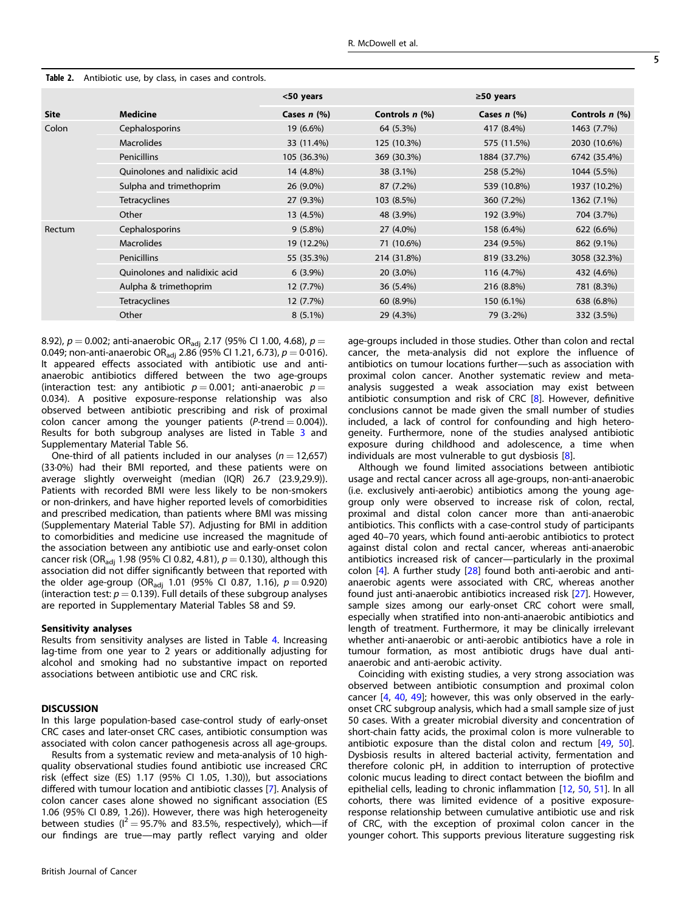**Table 2.** Antibiotic use, by class, in cases and controls.

| | | <50 years | | ≥50 years | |
|---|---|---|---|---|---|
| **Site** | **Medicine** | **Cases *n* (%)** | **Controls *n* (%)** | **Cases *n* (%)** | **Controls *n* (%)** |
| Colon | Cephalosporins | 19 (6.6%) | 64 (5.3%) | 417 (8.4%) | 1463 (7.7%) |
| | Macrolides | 33 (11.4%) | 125 (10.3%) | 575 (11.5%) | 2030 (10.6%) |
| | Penicillins | 105 (36.3%) | 369 (30.3%) | 1884 (37.7%) | 6742 (35.4%) |
| | Quinolones and nalidixic acid | 14 (4.8%) | 38 (3.1%) | 258 (5.2%) | 1044 (5.5%) |
| | Sulpha and trimethoprim | 26 (9.0%) | 87 (7.2%) | 539 (10.8%) | 1937 (10.2%) |
| | Tetracyclines | 27 (9.3%) | 103 (8.5%) | 360 (7.2%) | 1362 (7.1%) |
| | Other | 13 (4.5%) | 48 (3.9%) | 192 (3.9%) | 704 (3.7%) |
| Rectum | Cephalosporins | 9 (5.8%) | 27 (4.0%) | 158 (6.4%) | 622 (6.6%) |
| | Macrolides | 19 (12.2%) | 71 (10.6%) | 234 (9.5%) | 862 (9.1%) |
| | Penicillins | 55 (35.3%) | 214 (31.8%) | 819 (33.2%) | 3058 (32.3%) |
| | Quinolones and nalidixic acid | 6 (3.9%) | 20 (3.0%) | 116 (4.7%) | 432 (4.6%) |
| | Aulpha & trimethoprim | 12 (7.7%) | 36 (5.4%) | 216 (8.8%) | 781 (8.3%) |
| | Tetracyclines | 12 (7.7%) | 60 (8.9%) | 150 (6.1%) | 638 (6.8%) |
| | Other | 8 (5.1%) | 29 (4.3%) | 79 (3.·2%) | 332 (3.5%) |

8.92), $p = 0.002$; anti-anaerobic $OR_{adj}$ 2.17 (95% CI 1.00, 4.68), $p = 0.049$; non-anti-anaerobic $OR_{adj}$ 2.86 (95% CI 1.21, 6.73), $p = 0{\cdot}016$). It appeared effects associated with antibiotic use and anti-anaerobic antibiotics differed between the two age-groups (interaction test: any antibiotic $p = 0.001$; anti-anaerobic $p = 0.034$). A positive exposure-response relationship was also observed between antibiotic prescribing and risk of proximal colon cancer among the younger patients ($P$-trend $= 0.004$)). Results for both subgroup analyses are listed in Table 3 and Supplementary Material Table S6.

One-third of all patients included in our analyses ($n = 12{,}657$) (33·0%) had their BMI reported, and these patients were on average slightly overweight (median (IQR) 26.7 (23.9,29.9)). Patients with recorded BMI were less likely to be non-smokers or non-drinkers, and have higher reported levels of comorbidities and prescribed medication, than patients where BMI was missing (Supplementary Material Table S7). Adjusting for BMI in addition to comorbidities and medicine use increased the magnitude of the association between any antibiotic use and early-onset colon cancer risk ($OR_{adj}$ 1.98 (95% CI 0.82, 4.81), $p = 0.130$), although this association did not differ significantly between that reported with the older age-group ($OR_{adj}$ 1.01 (95% CI 0.87, 1.16), $p = 0.920$) (interaction test: $p = 0.139$). Full details of these subgroup analyses are reported in Supplementary Material Tables S8 and S9.

### Sensitivity analyses

Results from sensitivity analyses are listed in Table 4. Increasing lag-time from one year to 2 years or additionally adjusting for alcohol and smoking had no substantive impact on reported associations between antibiotic use and CRC risk.

## DISCUSSION

In this large population-based case-control study of early-onset CRC cases and later-onset CRC cases, antibiotic consumption was associated with colon cancer pathogenesis across all age-groups.

Results from a systematic review and meta-analysis of 10 high-quality observational studies found antibiotic use increased CRC risk (effect size (ES) 1.17 (95% CI 1.05, 1.30)), but associations differed with tumour location and antibiotic classes [7]. Analysis of colon cancer cases alone showed no significant association (ES 1.06 (95% CI 0.89, 1.26)). However, there was high heterogeneity between studies ($I^2 = 95.7\%$ and 83.5%, respectively), which—if our findings are true—may partly reflect varying and older age-groups included in those studies. Other than colon and rectal cancer, the meta-analysis did not explore the influence of antibiotics on tumour locations further—such as association with proximal colon cancer. Another systematic review and meta-analysis suggested a weak association may exist between antibiotic consumption and risk of CRC [8]. However, definitive conclusions cannot be made given the small number of studies included, a lack of control for confounding and high heterogeneity. Furthermore, none of the studies analysed antibiotic exposure during childhood and adolescence, a time when individuals are most vulnerable to gut dysbiosis [8].

Although we found limited associations between antibiotic usage and rectal cancer across all age-groups, non-anti-anaerobic (i.e. exclusively anti-aerobic) antibiotics among the young age-group only were observed to increase risk of colon, rectal, proximal and distal colon cancer more than anti-anaerobic antibiotics. This conflicts with a case-control study of participants aged 40–70 years, which found anti-aerobic antibiotics to protect against distal colon and rectal cancer, whereas anti-anaerobic antibiotics increased risk of cancer—particularly in the proximal colon [4]. A further study [28] found both anti-aerobic and anti-anaerobic agents were associated with CRC, whereas another found just anti-anaerobic antibiotics increased risk [27]. However, sample sizes among our early-onset CRC cohort were small, especially when stratified into non-anti-anaerobic antibiotics and length of treatment. Furthermore, it may be clinically irrelevant whether anti-anaerobic or anti-aerobic antibiotics have a role in tumour formation, as most antibiotic drugs have dual anti-anaerobic and anti-aerobic activity.

Coinciding with existing studies, a very strong association was observed between antibiotic consumption and proximal colon cancer [4, 40, 49]; however, this was only observed in the early-onset CRC subgroup analysis, which had a small sample size of just 50 cases. With a greater microbial diversity and concentration of short-chain fatty acids, the proximal colon is more vulnerable to antibiotic exposure than the distal colon and rectum [49, 50]. Dysbiosis results in altered bacterial activity, fermentation and therefore colonic pH, in addition to interruption of protective colonic mucus leading to direct contact between the biofilm and epithelial cells, leading to chronic inflammation [12, 50, 51]. In all cohorts, there was limited evidence of a positive exposure-response relationship between cumulative antibiotic use and risk of CRC, with the exception of proximal colon cancer in the younger cohort. This supports previous literature suggesting risk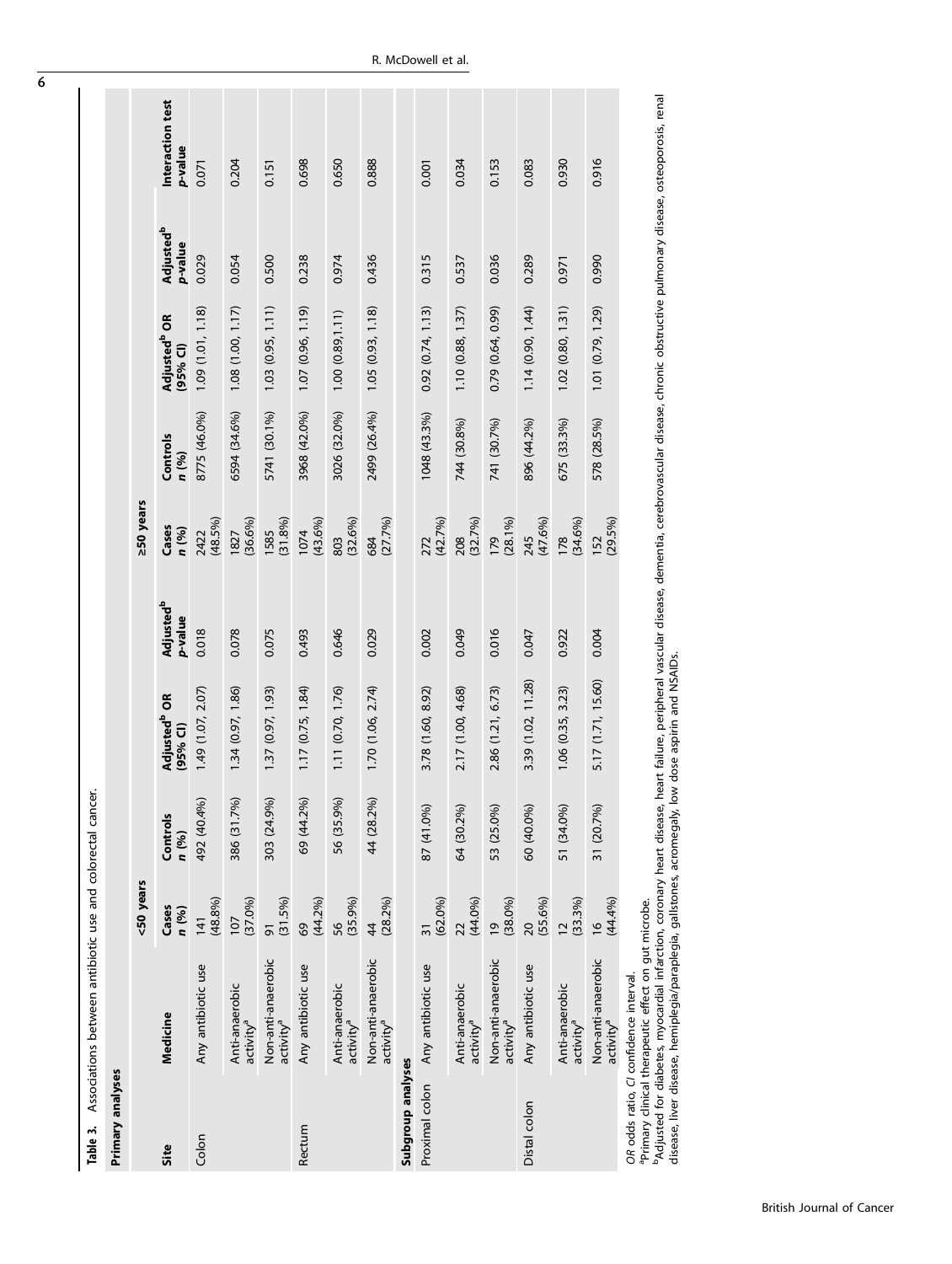**Table 3.** Associations between antibiotic use and colorectal cancer.

| Site | Medicine | <50 years | | | | ≥50 years | | | | Interaction test p-value |
|---|---|---|---|---|---|---|---|---|---|---|
| | | Cases n (%) | Controls n (%) | Adjusted[b] OR (95% CI) | Adjusted[b] p-value | Cases n (%) | Controls n (%) | Adjusted[b] OR (95% CI) | Adjusted[b] p-value | |
| **Primary analyses** | | | | | | | | | | |
| Colon | Any antibiotic use | 141 (48.8%) | 492 (40.4%) | 1.49 (1.07, 2.07) | 0.018 | 2422 (48.5%) | 8775 (46.0%) | 1.09 (1.01, 1.18) | 0.029 | 0.071 |
| | Anti-anaerobic activity[a] | 107 (37.0%) | 386 (31.7%) | 1.34 (0.97, 1.86) | 0.078 | 1827 (36.6%) | 6594 (34.6%) | 1.08 (1.00, 1.17) | 0.054 | 0.204 |
| | Non-anti-anaerobic activity[a] | 91 (31.5%) | 303 (24.9%) | 1.37 (0.97, 1.93) | 0.075 | 1585 (31.8%) | 5741 (30.1%) | 1.03 (0.95, 1.11) | 0.500 | 0.151 |
| Rectum | Any antibiotic use | 69 (44.2%) | 69 (44.2%) | 1.17 (0.75, 1.84) | 0.493 | 1074 (43.6%) | 3968 (42.0%) | 1.07 (0.96, 1.19) | 0.238 | 0.698 |
| | Anti-anaerobic activity[a] | 56 (35.9%) | 56 (35.9%) | 1.11 (0.70, 1.76) | 0.646 | 803 (32.6%) | 3026 (32.0%) | 1.00 (0.89,1.11) | 0.974 | 0.650 |
| | Non-anti-anaerobic activity[a] | 44 (28.2%) | 44 (28.2%) | 1.70 (1.06, 2.74) | 0.029 | 684 (27.7%) | 2499 (26.4%) | 1.05 (0.93, 1.18) | 0.436 | 0.888 |
| **Subgroup analyses** | | | | | | | | | | |
| Proximal colon | Any antibiotic use | 31 (62.0%) | 87 (41.0%) | 3.78 (1.60, 8.92) | 0.002 | 272 (42.7%) | 1048 (43.3%) | 0.92 (0.74, 1.13) | 0.315 | 0.001 |
| | Anti-anaerobic activity[a] | 22 (44.0%) | 64 (30.2%) | 2.17 (1.00, 4.68) | 0.049 | 208 (32.7%) | 744 (30.8%) | 1.10 (0.88, 1.37) | 0.537 | 0.034 |
| | Non-anti-anaerobic activity[a] | 19 (38.0%) | 53 (25.0%) | 2.86 (1.21, 6.73) | 0.016 | 179 (28.1%) | 741 (30.7%) | 0.79 (0.64, 0.99) | 0.036 | 0.153 |
| Distal colon | Any antibiotic use | 20 (55.6%) | 60 (40.0%) | 3.39 (1.02, 11.28) | 0.047 | 245 (47.6%) | 896 (44.2%) | 1.14 (0.90, 1.44) | 0.289 | 0.083 |
| | Anti-anaerobic activity[a] | 12 (33.3%) | 51 (34.0%) | 1.06 (0.35, 3.23) | 0.922 | 178 (34.6%) | 675 (33.3%) | 1.02 (0.80, 1.31) | 0.971 | 0.930 |
| | Non-anti-anaerobic activity[a] | 16 (44.4%) | 31 (20.7%) | 5.17 (1.71, 15.60) | 0.004 | 152 (29.5%) | 578 (28.5%) | 1.01 (0.79, 1.29) | 0.990 | 0.916 |

*OR* odds ratio, *CI* confidence interval.

[a]Primary clinical therapeutic effect on gut microbe.

[b]Adjusted for diabetes, myocardial infarction, coronary heart disease, heart failure, peripheral vascular disease, dementia, cerebrovascular disease, chronic obstructive pulmonary disease, osteoporosis, renal disease, liver disease, hemiplegia/paraplegia, gallstones, acromegaly, low dose aspirin and NSAIDs.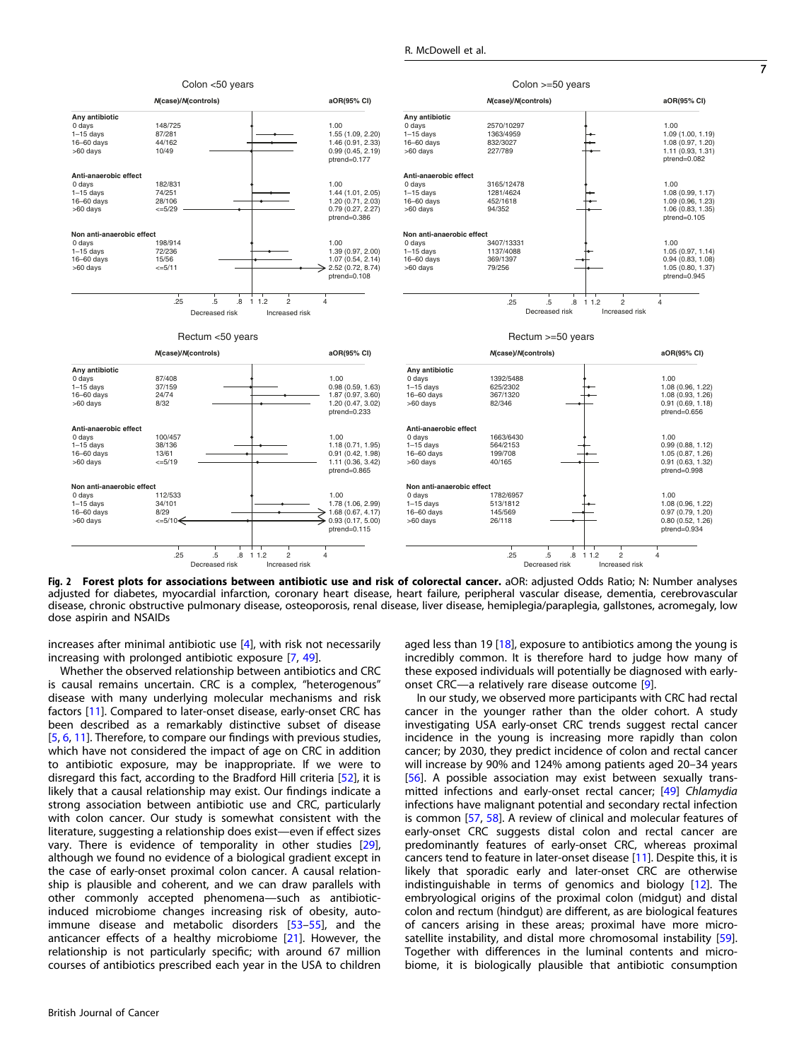**Colon <50 years**

| | N(case)/N(controls) | aOR(95% CI) |
|---|---|---|
| **Any antibiotic** | | |
| 0 days | 148/725 | 1.00 |
| 1–15 days | 87/281 | 1.55 (1.09, 2.20) |
| 16–60 days | 44/162 | 1.46 (0.91, 2.33) |
| >60 days | 10/49 | 0.99 (0.45, 2.19) |
| | | ptrend=0.177 |
| **Anti-anaerobic effect** | | |
| 0 days | 182/831 | 1.00 |
| 1–15 days | 74/251 | 1.44 (1.01, 2.05) |
| 16–60 days | 28/106 | 1.20 (0.71, 2.03) |
| >60 days | <=5/29 | 0.79 (0.27, 2.27) |
| | | ptrend=0.386 |
| **Non anti-anaerobic effect** | | |
| 0 days | 198/914 | 1.00 |
| 1–15 days | 72/236 | 1.39 (0.97, 2.00) |
| 16–60 days | 15/56 | 1.07 (0.54, 2.14) |
| >60 days | <=5/11 | 2.52 (0.72, 8.74) |
| | | ptrend=0.108 |

**Colon >=50 years**

| | N(case)/N(controls) | aOR(95% CI) |
|---|---|---|
| **Any antibiotic** | | |
| 0 days | 2570/10297 | 1.00 |
| 1–15 days | 1363/4959 | 1.09 (1.00, 1.19) |
| 16–60 days | 832/3027 | 1.08 (0.97, 1.20) |
| >60 days | 227/789 | 1.11 (0.93, 1.31) |
| | | ptrend=0.082 |
| **Anti-anaerobic effect** | | |
| 0 days | 3165/12478 | 1.00 |
| 1–15 days | 1281/4624 | 1.08 (0.99, 1.17) |
| 16–60 days | 452/1618 | 1.09 (0.96, 1.23) |
| >60 days | 94/352 | 1.06 (0.83, 1.35) |
| | | ptrend=0.105 |
| **Non anti-anaerobic effect** | | |
| 0 days | 3407/13331 | 1.00 |
| 1–15 days | 1137/4088 | 1.05 (0.97, 1.14) |
| 16–60 days | 369/1397 | 0.94 (0.83, 1.08) |
| >60 days | 79/256 | 1.05 (0.80, 1.37) |
| | | ptrend=0.945 |

**Rectum <50 years**

| | N(case)/N(controls) | aOR(95% CI) |
|---|---|---|
| **Any antibiotic** | | |
| 0 days | 87/408 | 1.00 |
| 1–15 days | 37/159 | 0.98 (0.59, 1.63) |
| 16–60 days | 24/74 | 1.87 (0.97, 3.60) |
| >60 days | 8/32 | 1.20 (0.47, 3.02) |
| | | ptrend=0.233 |
| **Anti-anaerobic effect** | | |
| 0 days | 100/457 | 1.00 |
| 1–15 days | 38/136 | 1.18 (0.71, 1.95) |
| 16–60 days | 13/61 | 0.91 (0.42, 1.98) |
| >60 days | <=5/19 | 1.11 (0.36, 3.42) |
| | | ptrend=0.865 |
| **Non anti-anaerobic effect** | | |
| 0 days | 112/533 | 1.00 |
| 1–15 days | 34/101 | 1.78 (1.06, 2.99) |
| 16–60 days | 8/29 | 1.68 (0.67, 4.17) |
| >60 days | <=5/10 | 0.93 (0.17, 5.00) |
| | | ptrend=0.115 |

**Rectum >=50 years**

| | N(case)/N(controls) | aOR(95% CI) |
|---|---|---|
| **Any antibiotic** | | |
| 0 days | 1392/5488 | 1.00 |
| 1–15 days | 625/2302 | 1.08 (0.96, 1.22) |
| 16–60 days | 367/1320 | 1.08 (0.93, 1.26) |
| >60 days | 82/346 | 0.91 (0.69, 1.18) |
| | | ptrend=0.656 |
| **Anti-anaerobic effect** | | |
| 0 days | 1663/6430 | 1.00 |
| 1–15 days | 564/2153 | 0.99 (0.88, 1.12) |
| 16–60 days | 199/708 | 1.05 (0.87, 1.26) |
| >60 days | 40/165 | 0.91 (0.63, 1.32) |
| | | ptrend=0.998 |
| **Non anti-anaerobic effect** | | |
| 0 days | 1782/6957 | 1.00 |
| 1–15 days | 513/1812 | 1.08 (0.96, 1.22) |
| 16–60 days | 145/569 | 0.97 (0.79, 1.20) |
| >60 days | 26/118 | 0.80 (0.52, 1.26) |
| | | ptrend=0.934 |

(Forest plot x-axis: .25, .5, .8, 1, 1.2, 2, 4; Decreased risk ← → Increased risk)

**Fig. 2 Forest plots for associations between antibiotic use and risk of colorectal cancer.** aOR: adjusted Odds Ratio; N: Number analyses adjusted for diabetes, myocardial infarction, coronary heart disease, heart failure, peripheral vascular disease, dementia, cerebrovascular disease, chronic obstructive pulmonary disease, osteoporosis, renal disease, liver disease, hemiplegia/paraplegia, gallstones, acromegaly, low dose aspirin and NSAIDs

increases after minimal antibiotic use [4], with risk not necessarily increasing with prolonged antibiotic exposure [7, 49].

Whether the observed relationship between antibiotics and CRC is causal remains uncertain. CRC is a complex, "heterogenous" disease with many underlying molecular mechanisms and risk factors [11]. Compared to later-onset disease, early-onset CRC has been described as a remarkably distinctive subset of disease [5, 6, 11]. Therefore, to compare our findings with previous studies, which have not considered the impact of age on CRC in addition to antibiotic exposure, may be inappropriate. If we were to disregard this fact, according to the Bradford Hill criteria [52], it is likely that a causal relationship may exist. Our findings indicate a strong association between antibiotic use and CRC, particularly with colon cancer. Our study is somewhat consistent with the literature, suggesting a relationship does exist—even if effect sizes vary. There is evidence of temporality in other studies [29], although we found no evidence of a biological gradient except in the case of early-onset proximal colon cancer. A causal relationship is plausible and coherent, and we can draw parallels with other commonly accepted phenomena—such as antibiotic-induced microbiome changes increasing risk of obesity, autoimmune disease and metabolic disorders [53–55], and the anticancer effects of a healthy microbiome [21]. However, the relationship is not particularly specific; with around 67 million courses of antibiotics prescribed each year in the USA to children aged less than 19 [18], exposure to antibiotics among the young is incredibly common. It is therefore hard to judge how many of these exposed individuals will potentially be diagnosed with early-onset CRC—a relatively rare disease outcome [9].

In our study, we observed more participants with CRC had rectal cancer in the younger rather than the older cohort. A study investigating USA early-onset CRC trends suggest rectal cancer incidence in the young is increasing more rapidly than colon cancer; by 2030, they predict incidence of colon and rectal cancer will increase by 90% and 124% among patients aged 20–34 years [56]. A possible association may exist between sexually transmitted infections and early-onset rectal cancer; [49] *Chlamydia* infections have malignant potential and secondary rectal infection is common [57, 58]. A review of clinical and molecular features of early-onset CRC suggests distal colon and rectal cancer are predominantly features of early-onset CRC, whereas proximal cancers tend to feature in later-onset disease [11]. Despite this, it is likely that sporadic early and later-onset CRC are otherwise indistinguishable in terms of genomics and biology [12]. The embryological origins of the proximal colon (midgut) and distal colon and rectum (hindgut) are different, as are biological features of cancers arising in these areas; proximal have more microsatellite instability, and distal more chromosomal instability [59]. Together with differences in the luminal contents and microbiome, it is biologically plausible that antibiotic consumption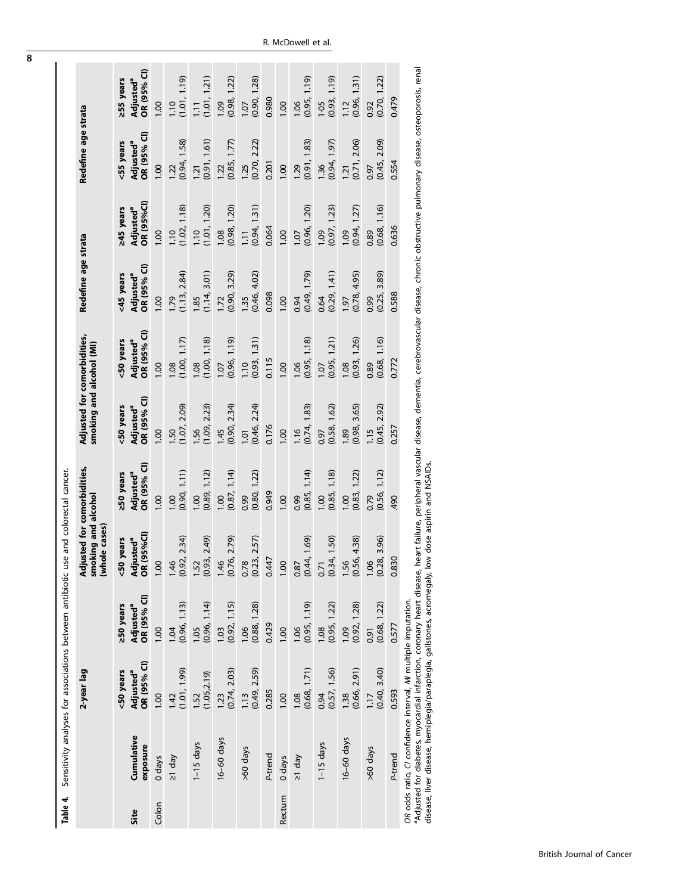**Table 4.** Sensitivity analyses for associations between antibiotic use and colorectal cancer.

| Site | Cumulative exposure | 2-year lag | | Adjusted for comorbidities, smoking and alcohol (whole cases) | | Adjusted for comorbidities, smoking and alcohol (MI) | | Redefine age strata | | Redefine age strata | |
|---|---|---|---|---|---|---|---|---|---|---|---|
| | | <50 years Adjusted[a] OR (95% CI) | ≥50 years Adjusted[a] OR (95% CI) | <50 years Adjusted[a] OR (95%CI) | ≥50 years Adjusted[a] OR (95% CI) | <50 years Adjusted[a] OR (95% CI) | <50 years Adjusted[a] OR (95% CI) | <45 years Adjusted[a] OR (95% CI) | ≥45 years Adjusted[a] OR (95%CI) | <55 years Adjusted[a] OR (95% CI) | ≥55 years Adjusted[a] OR (95% CI) |
| Colon | 0 days | 1.00 | 1.00 | 1.00 | 1.00 | 1.00 | 1.00 | 1.00 | 1.00 | 1.00 | 1.00 |
| | ≥1 day | 1.42 (1.01, 1.99) | 1.04 (0.96, 1.13) | 1.46 (0.92, 2.34) | 1.00 (0.90, 1.11) | 1.50 (1.07, 2.09) | 1.08 (1.00, 1.17) | 1.79 (1.13, 2.84) | 1.10 (1.02, 1.18) | 1.22 (0.94, 1.58) | 1.10 (1.01, 1.19) |
| | 1–15 days | 1.52 (1.05,2.19) | 1.05 (0.96, 1.14) | 1.52 (0.93, 2.49) | 1.00 (0.89, 1.12) | 1.56 (1.09, 2.23) | 1.08 (1.00, 1.18) | 1.85 (1.14, 3.01) | 1.10 (1.01, 1.20) | 1.21 (0.91, 1.61) | 1.11 (1.01, 1.21) |
| | 16–60 days | 1.23 (0.74, 2.03) | 1.03 (0.92, 1.15) | 1.46 (0.76, 2.79) | 1.00 (0.87, 1.14) | 1.45 (0.90, 2.34) | 1.07 (0.96, 1.19) | 1.72 (0.90, 3.29) | 1.08 (0.98, 1.20) | 1.22 (0.85, 1.77) | 1.09 (0.98, 1.22) |
| | >60 days | 1.13 (0.49, 2.59) | 1.06 (0.88, 1.28) | 0.78 (0.23, 2.57) | 0.99 (0.80, 1.22) | 1.01 (0.46, 2.24) | 1.10 (0.93, 1.31) | 1.35 (0.46, 4.02) | 1.11 (0.94, 1.31) | 1.25 (0.70, 2.22) | 1.07 (0.90, 1.28) |
| | P-trend | 0.285 | 0.429 | 0.447 | 0.949 | 0.176 | 0.115 | 0.098 | 0.064 | 0.201 | 0.980 |
| Rectum | 0 days | 1.00 | 1.00 | 1.00 | 1.00 | 1.00 | 1.00 | 1.00 | 1.00 | 1.00 | 1.00 |
| | ≥1 day | 1.08 (0.68, 1.71) | 1.06 (0.95, 1.19) | 0.87 (0.44, 1.69) | 0.99 (0.85, 1.14) | 1.16 (0.74, 1.83) | 1.06 (0.95, 1.18) | 0.94 (0.49, 1.79) | 1.07 (0.96, 1.20) | 1.29 (0.91, 1.83) | 1.06 (0.95, 1.19) |
| | 1–15 days | 0.94 (0.57, 1.56) | 1.08 (0.95, 1.22) | 0.71 (0.34, 1.50) | 1.00 (0.85, 1.18) | 0.97 (0.58, 1.62) | 1.07 (0.95, 1.21) | 0.64 (0.29, 1.41) | 1.09 (0.97, 1.23) | 1.36 (0.94, 1.97) | 1.05 (0.93, 1.19) |
| | 16–60 days | 1.38 (0.66, 2.91) | 1.09 (0.92, 1.28) | 1.56 (0.56, 4.38) | 1.00 (0.83, 1.22) | 1.89 (0.98, 3.65) | 1.08 (0.93, 1.26) | 1.97 (0.78, 4.95) | 1.09 (0.94, 1.27) | 1.21 (0.71, 2.06) | 1.12 (0.96, 1.31) |
| | >60 days | 1.17 (0.40, 3.40) | 0.91 (0.68, 1.22) | 1.06 (0.28, 3.96) | 0.79 (0.56, 1.12) | 1.15 (0.45, 2.92) | 0.89 (0.68, 1.16) | 0.99 (0.25, 3.89) | 0.89 (0.68, 1.16) | 0.97 (0.45, 2.09) | 0.92 (0.70, 1.22) |
| | P-trend | 0.593 | 0.577 | 0.830 | .490 | 0.257 | 0.772 | 0.588 | 0.636 | 0.554 | 0.479 |

*OR* odds ratio, *CI* confidence interval, *MI* multiple imputation.

[a]Adjusted for diabetes, myocardial infarction, coronary heart disease, heart failure, peripheral vascular disease, dementia, cerebrovascular disease, chronic obstructive pulmonary disease, osteoporosis, renal disease, liver disease, hemiplegia/paraplegia, gallstones, acromegaly, low dose aspirin and NSAIDs.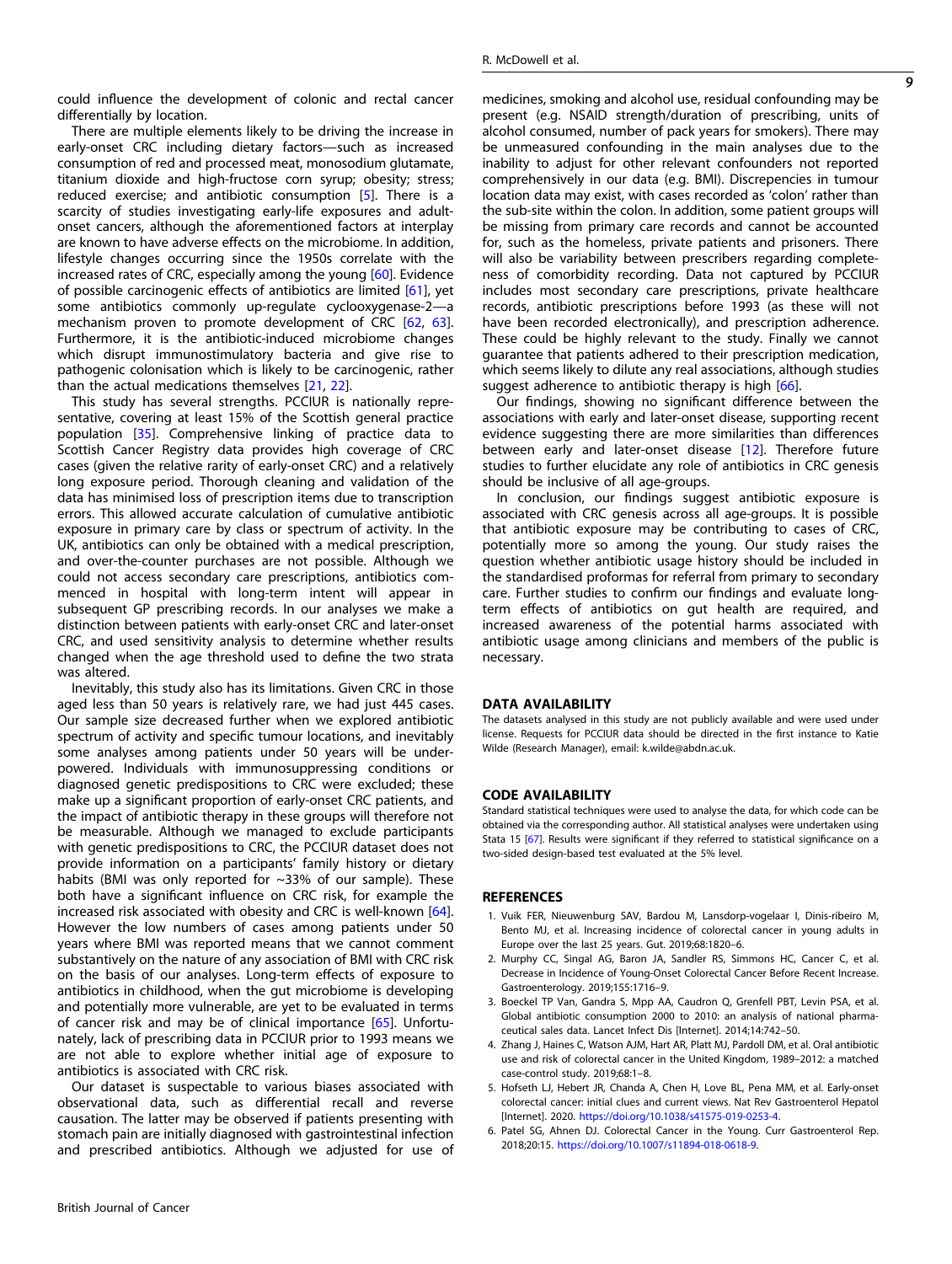could influence the development of colonic and rectal cancer differentially by location.

There are multiple elements likely to be driving the increase in early-onset CRC including dietary factors—such as increased consumption of red and processed meat, monosodium glutamate, titanium dioxide and high-fructose corn syrup; obesity; stress; reduced exercise; and antibiotic consumption [5]. There is a scarcity of studies investigating early-life exposures and adult-onset cancers, although the aforementioned factors at interplay are known to have adverse effects on the microbiome. In addition, lifestyle changes occurring since the 1950s correlate with the increased rates of CRC, especially among the young [60]. Evidence of possible carcinogenic effects of antibiotics are limited [61], yet some antibiotics commonly up-regulate cyclooxygenase-2—a mechanism proven to promote development of CRC [62, 63]. Furthermore, it is the antibiotic-induced microbiome changes which disrupt immunostimulatory bacteria and give rise to pathogenic colonisation which is likely to be carcinogenic, rather than the actual medications themselves [21, 22].

This study has several strengths. PCCIUR is nationally representative, covering at least 15% of the Scottish general practice population [35]. Comprehensive linking of practice data to Scottish Cancer Registry data provides high coverage of CRC cases (given the relative rarity of early-onset CRC) and a relatively long exposure period. Thorough cleaning and validation of the data has minimised loss of prescription items due to transcription errors. This allowed accurate calculation of cumulative antibiotic exposure in primary care by class or spectrum of activity. In the UK, antibiotics can only be obtained with a medical prescription, and over-the-counter purchases are not possible. Although we could not access secondary care prescriptions, antibiotics commenced in hospital with long-term intent will appear in subsequent GP prescribing records. In our analyses we make a distinction between patients with early-onset CRC and later-onset CRC, and used sensitivity analysis to determine whether results changed when the age threshold used to define the two strata was altered.

Inevitably, this study also has its limitations. Given CRC in those aged less than 50 years is relatively rare, we had just 445 cases. Our sample size decreased further when we explored antibiotic spectrum of activity and specific tumour locations, and inevitably some analyses among patients under 50 years will be under-powered. Individuals with immunosuppressing conditions or diagnosed genetic predispositions to CRC were excluded; these make up a significant proportion of early-onset CRC patients, and the impact of antibiotic therapy in these groups will therefore not be measurable. Although we managed to exclude participants with genetic predispositions to CRC, the PCCIUR dataset does not provide information on a participants' family history or dietary habits (BMI was only reported for ~33% of our sample). These both have a significant influence on CRC risk, for example the increased risk associated with obesity and CRC is well-known [64]. However the low numbers of cases among patients under 50 years where BMI was reported means that we cannot comment substantively on the nature of any association of BMI with CRC risk on the basis of our analyses. Long-term effects of exposure to antibiotics in childhood, when the gut microbiome is developing and potentially more vulnerable, are yet to be evaluated in terms of cancer risk and may be of clinical importance [65]. Unfortunately, lack of prescribing data in PCCIUR prior to 1993 means we are not able to explore whether initial age of exposure to antibiotics is associated with CRC risk.

Our dataset is suspectable to various biases associated with observational data, such as differential recall and reverse causation. The latter may be observed if patients presenting with stomach pain are initially diagnosed with gastrointestinal infection and prescribed antibiotics. Although we adjusted for use of medicines, smoking and alcohol use, residual confounding may be present (e.g. NSAID strength/duration of prescribing, units of alcohol consumed, number of pack years for smokers). There may be unmeasured confounding in the main analyses due to the inability to adjust for other relevant confounders not reported comprehensively in our data (e.g. BMI). Discrepencies in tumour location data may exist, with cases recorded as 'colon' rather than the sub-site within the colon. In addition, some patient groups will be missing from primary care records and cannot be accounted for, such as the homeless, private patients and prisoners. There will also be variability between prescribers regarding completeness of comorbidity recording. Data not captured by PCCIUR includes most secondary care prescriptions, private healthcare records, antibiotic prescriptions before 1993 (as these will not have been recorded electronically), and prescription adherence. These could be highly relevant to the study. Finally we cannot guarantee that patients adhered to their prescription medication, which seems likely to dilute any real associations, although studies suggest adherence to antibiotic therapy is high [66].

Our findings, showing no significant difference between the associations with early and later-onset disease, supporting recent evidence suggesting there are more similarities than differences between early and later-onset disease [12]. Therefore future studies to further elucidate any role of antibiotics in CRC genesis should be inclusive of all age-groups.

In conclusion, our findings suggest antibiotic exposure is associated with CRC genesis across all age-groups. It is possible that antibiotic exposure may be contributing to cases of CRC, potentially more so among the young. Our study raises the question whether antibiotic usage history should be included in the standardised proformas for referral from primary to secondary care. Further studies to confirm our findings and evaluate long-term effects of antibiotics on gut health are required, and increased awareness of the potential harms associated with antibiotic usage among clinicians and members of the public is necessary.

## DATA AVAILABILITY

The datasets analysed in this study are not publicly available and were used under license. Requests for PCCIUR data should be directed in the first instance to Katie Wilde (Research Manager), email: k.wilde@abdn.ac.uk.

## CODE AVAILABILITY

Standard statistical techniques were used to analyse the data, for which code can be obtained via the corresponding author. All statistical analyses were undertaken using Stata 15 [67]. Results were significant if they referred to statistical significance on a two-sided design-based test evaluated at the 5% level.

## REFERENCES

1. Vuik FER, Nieuwenburg SAV, Bardou M, Lansdorp-vogelaar I, Dinis-ribeiro M, Bento MJ, et al. Increasing incidence of colorectal cancer in young adults in Europe over the last 25 years. Gut. 2019;68:1820–6.
2. Murphy CC, Singal AG, Baron JA, Sandler RS, Simmons HC, Cancer C, et al. Decrease in Incidence of Young-Onset Colorectal Cancer Before Recent Increase. Gastroenterology. 2019;155:1716–9.
3. Boeckel TP Van, Gandra S, Mpp AA, Caudron Q, Grenfell PBT, Levin PSA, et al. Global antibiotic consumption 2000 to 2010: an analysis of national pharmaceutical sales data. Lancet Infect Dis [Internet]. 2014;14:742–50.
4. Zhang J, Haines C, Watson AJM, Hart AR, Platt MJ, Pardoll DM, et al. Oral antibiotic use and risk of colorectal cancer in the United Kingdom, 1989–2012: a matched case-control study. 2019;68:1–8.
5. Hofseth LJ, Hebert JR, Chanda A, Chen H, Love BL, Pena MM, et al. Early-onset colorectal cancer: initial clues and current views. Nat Rev Gastroenterol Hepatol [Internet]. 2020. https://doi.org/10.1038/s41575-019-0253-4.
6. Patel SG, Ahnen DJ. Colorectal Cancer in the Young. Curr Gastroenterol Rep. 2018;20:15. https://doi.org/10.1007/s11894-018-0618-9.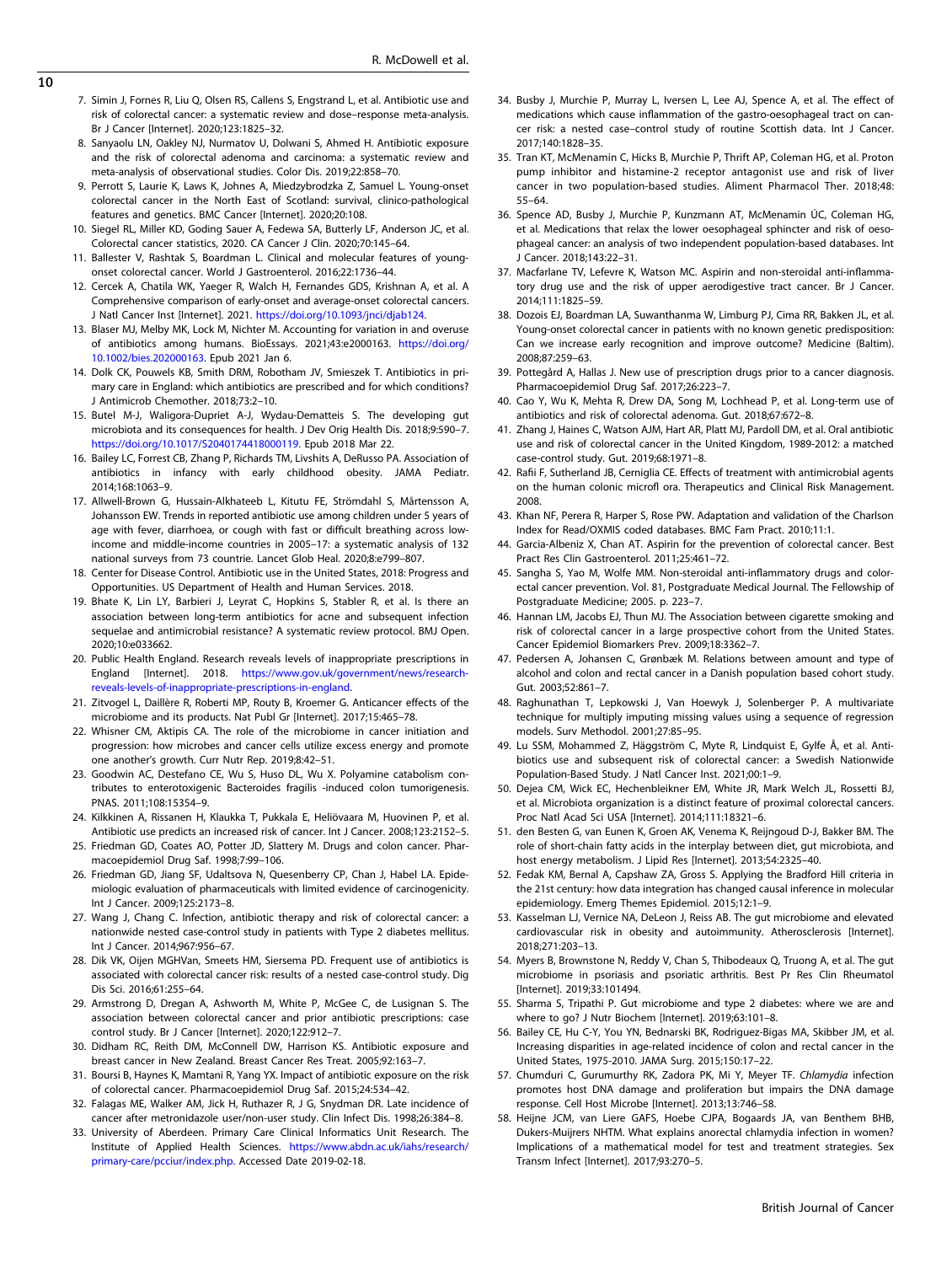7. Simin J, Fornes R, Liu Q, Olsen RS, Callens S, Engstrand L, et al. Antibiotic use and risk of colorectal cancer: a systematic review and dose–response meta-analysis. Br J Cancer [Internet]. 2020;123:1825–32.
8. Sanyaolu LN, Oakley NJ, Nurmatov U, Dolwani S, Ahmed H. Antibiotic exposure and the risk of colorectal adenoma and carcinoma: a systematic review and meta-analysis of observational studies. Color Dis. 2019;22:858–70.
9. Perrott S, Laurie K, Laws K, Johnes A, Miedzybrodzka Z, Samuel L. Young-onset colorectal cancer in the North East of Scotland: survival, clinico-pathological features and genetics. BMC Cancer [Internet]. 2020;20:108.
10. Siegel RL, Miller KD, Goding Sauer A, Fedewa SA, Butterly LF, Anderson JC, et al. Colorectal cancer statistics, 2020. CA Cancer J Clin. 2020;70:145–64.
11. Ballester V, Rashtak S, Boardman L. Clinical and molecular features of young-onset colorectal cancer. World J Gastroenterol. 2016;22:1736–44.
12. Cercek A, Chatila WK, Yaeger R, Walch H, Fernandes GDS, Krishnan A, et al. A Comprehensive comparison of early-onset and average-onset colorectal cancers. J Natl Cancer Inst [Internet]. 2021. https://doi.org/10.1093/jnci/djab124.
13. Blaser MJ, Melby MK, Lock M, Nichter M. Accounting for variation in and overuse of antibiotics among humans. BioEssays. 2021;43:e2000163. https://doi.org/10.1002/bies.202000163. Epub 2021 Jan 6.
14. Dolk CK, Pouwels KB, Smith DRM, Robotham JV, Smieszek T. Antibiotics in primary care in England: which antibiotics are prescribed and for which conditions? J Antimicrob Chemother. 2018;73:2–10.
15. Butel M-J, Waligora-Dupriet A-J, Wydau-Dematteis S. The developing gut microbiota and its consequences for health. J Dev Orig Health Dis. 2018;9:590–7. https://doi.org/10.1017/S2040174418000119. Epub 2018 Mar 22.
16. Bailey LC, Forrest CB, Zhang P, Richards TM, Livshits A, DeRusso PA. Association of antibiotics in infancy with early childhood obesity. JAMA Pediatr. 2014;168:1063–9.
17. Allwell-Brown G, Hussain-Alkhateeb L, Kitutu FE, Strömdahl S, Mårtensson A, Johansson EW. Trends in reported antibiotic use among children under 5 years of age with fever, diarrhoea, or cough with fast or difficult breathing across low-income and middle-income countries in 2005–17: a systematic analysis of 132 national surveys from 73 countrie. Lancet Glob Heal. 2020;8:e799–807.
18. Center for Disease Control. Antibiotic use in the United States, 2018: Progress and Opportunities. US Department of Health and Human Services. 2018.
19. Bhate K, Lin LY, Barbieri J, Leyrat C, Hopkins S, Stabler R, et al. Is there an association between long-term antibiotics for acne and subsequent infection sequelae and antimicrobial resistance? A systematic review protocol. BMJ Open. 2020;10:e033662.
20. Public Health England. Research reveals levels of inappropriate prescriptions in England [Internet]. 2018. https://www.gov.uk/government/news/research-reveals-levels-of-inappropriate-prescriptions-in-england.
21. Zitvogel L, Daillère R, Roberti MP, Routy B, Kroemer G. Anticancer effects of the microbiome and its products. Nat Publ Gr [Internet]. 2017;15:465–78.
22. Whisner CM, Aktipis CA. The role of the microbiome in cancer initiation and progression: how microbes and cancer cells utilize excess energy and promote one another's growth. Curr Nutr Rep. 2019;8:42–51.
23. Goodwin AC, Destefano CE, Wu S, Huso DL, Wu X. Polyamine catabolism contributes to enterotoxigenic Bacteroides fragilis -induced colon tumorigenesis. PNAS. 2011;108:15354–9.
24. Kilkkinen A, Rissanen H, Klaukka T, Pukkala E, Heliövaara M, Huovinen P, et al. Antibiotic use predicts an increased risk of cancer. Int J Cancer. 2008;123:2152–5.
25. Friedman GD, Coates AO, Potter JD, Slattery M. Drugs and colon cancer. Pharmacoepidemiol Drug Saf. 1998;7:99–106.
26. Friedman GD, Jiang SF, Udaltsova N, Quesenberry CP, Chan J, Habel LA. Epidemiologic evaluation of pharmaceuticals with limited evidence of carcinogenicity. Int J Cancer. 2009;125:2173–8.
27. Wang J, Chang C. Infection, antibiotic therapy and risk of colorectal cancer: a nationwide nested case-control study in patients with Type 2 diabetes mellitus. Int J Cancer. 2014;967:956–67.
28. Dik VK, Oijen MGHVan, Smeets HM, Siersema PD. Frequent use of antibiotics is associated with colorectal cancer risk: results of a nested case-control study. Dig Dis Sci. 2016;61:255–64.
29. Armstrong D, Dregan A, Ashworth M, White P, McGee C, de Lusignan S. The association between colorectal cancer and prior antibiotic prescriptions: case control study. Br J Cancer [Internet]. 2020;122:912–7.
30. Didham RC, Reith DM, McConnell DW, Harrison KS. Antibiotic exposure and breast cancer in New Zealand. Breast Cancer Res Treat. 2005;92:163–7.
31. Boursi B, Haynes K, Mamtani R, Yang YX. Impact of antibiotic exposure on the risk of colorectal cancer. Pharmacoepidemiol Drug Saf. 2015;24:534–42.
32. Falagas ME, Walker AM, Jick H, Ruthazer R, J G, Snydman DR. Late incidence of cancer after metronidazole use/non-user study. Clin Infect Dis. 1998;26:384–8.
33. University of Aberdeen. Primary Care Clinical Informatics Unit Research. The Institute of Applied Health Sciences. https://www.abdn.ac.uk/iahs/research/primary-care/pcciur/index.php. Accessed Date 2019-02-18.
34. Busby J, Murchie P, Murray L, Iversen L, Lee AJ, Spence A, et al. The effect of medications which cause inflammation of the gastro-oesophageal tract on cancer risk: a nested case–control study of routine Scottish data. Int J Cancer. 2017;140:1828–35.
35. Tran KT, McMenamin C, Hicks B, Murchie P, Thrift AP, Coleman HG, et al. Proton pump inhibitor and histamine-2 receptor antagonist use and risk of liver cancer in two population-based studies. Aliment Pharmacol Ther. 2018;48:55–64.
36. Spence AD, Busby J, Murchie P, Kunzmann AT, McMenamin ÚC, Coleman HG, et al. Medications that relax the lower oesophageal sphincter and risk of oesophageal cancer: an analysis of two independent population-based databases. Int J Cancer. 2018;143:22–31.
37. Macfarlane TV, Lefevre K, Watson MC. Aspirin and non-steroidal anti-inflammatory drug use and the risk of upper aerodigestive tract cancer. Br J Cancer. 2014;111:1825–59.
38. Dozois EJ, Boardman LA, Suwanthanma W, Limburg PJ, Cima RR, Bakken JL, et al. Young-onset colorectal cancer in patients with no known genetic predisposition: Can we increase early recognition and improve outcome? Medicine (Baltim). 2008;87:259–63.
39. Pottegård A, Hallas J. New use of prescription drugs prior to a cancer diagnosis. Pharmacoepidemiol Drug Saf. 2017;26:223–7.
40. Cao Y, Wu K, Mehta R, Drew DA, Song M, Lochhead P, et al. Long-term use of antibiotics and risk of colorectal adenoma. Gut. 2018;67:672–8.
41. Zhang J, Haines C, Watson AJM, Hart AR, Platt MJ, Pardoll DM, et al. Oral antibiotic use and risk of colorectal cancer in the United Kingdom, 1989-2012: a matched case-control study. Gut. 2019;68:1971–8.
42. Rafii F, Sutherland JB, Cerniglia CE. Effects of treatment with antimicrobial agents on the human colonic microfl ora. Therapeutics and Clinical Risk Management. 2008.
43. Khan NF, Perera R, Harper S, Rose PW. Adaptation and validation of the Charlson Index for Read/OXMIS coded databases. BMC Fam Pract. 2010;11:1.
44. Garcia-Albeniz X, Chan AT. Aspirin for the prevention of colorectal cancer. Best Pract Res Clin Gastroenterol. 2011;25:461–72.
45. Sangha S, Yao M, Wolfe MM. Non-steroidal anti-inflammatory drugs and colorectal cancer prevention. Vol. 81, Postgraduate Medical Journal. The Fellowship of Postgraduate Medicine; 2005. p. 223–7.
46. Hannan LM, Jacobs EJ, Thun MJ. The Association between cigarette smoking and risk of colorectal cancer in a large prospective cohort from the United States. Cancer Epidemiol Biomarkers Prev. 2009;18:3362–7.
47. Pedersen A, Johansen C, Grønbæk M. Relations between amount and type of alcohol and colon and rectal cancer in a Danish population based cohort study. Gut. 2003;52:861–7.
48. Raghunathan T, Lepkowski J, Van Hoewyk J, Solenberger P. A multivariate technique for multiply imputing missing values using a sequence of regression models. Surv Methodol. 2001;27:85–95.
49. Lu SSM, Mohammed Z, Häggström C, Myte R, Lindquist E, Gylfe Å, et al. Antibiotics use and subsequent risk of colorectal cancer: a Swedish Nationwide Population-Based Study. J Natl Cancer Inst. 2021;00:1–9.
50. Dejea CM, Wick EC, Hechenbleikner EM, White JR, Mark Welch JL, Rossetti BJ, et al. Microbiota organization is a distinct feature of proximal colorectal cancers. Proc Natl Acad Sci USA [Internet]. 2014;111:18321–6.
51. den Besten G, van Eunen K, Groen AK, Venema K, Reijngoud D-J, Bakker BM. The role of short-chain fatty acids in the interplay between diet, gut microbiota, and host energy metabolism. J Lipid Res [Internet]. 2013;54:2325–40.
52. Fedak KM, Bernal A, Capshaw ZA, Gross S. Applying the Bradford Hill criteria in the 21st century: how data integration has changed causal inference in molecular epidemiology. Emerg Themes Epidemiol. 2015;12:1–9.
53. Kasselman LJ, Vernice NA, DeLeon J, Reiss AB. The gut microbiome and elevated cardiovascular risk in obesity and autoimmunity. Atherosclerosis [Internet]. 2018;271:203–13.
54. Myers B, Brownstone N, Reddy V, Chan S, Thibodeaux Q, Truong A, et al. The gut microbiome in psoriasis and psoriatic arthritis. Best Pr Res Clin Rheumatol [Internet]. 2019;33:101494.
55. Sharma S, Tripathi P. Gut microbiome and type 2 diabetes: where we are and where to go? J Nutr Biochem [Internet]. 2019;63:101–8.
56. Bailey CE, Hu C-Y, You YN, Bednarski BK, Rodriguez-Bigas MA, Skibber JM, et al. Increasing disparities in age-related incidence of colon and rectal cancer in the United States, 1975-2010. JAMA Surg. 2015;150:17–22.
57. Chumduri C, Gurumurthy RK, Zadora PK, Mi Y, Meyer TF. *Chlamydia* infection promotes host DNA damage and proliferation but impairs the DNA damage response. Cell Host Microbe [Internet]. 2013;13:746–58.
58. Heijne JCM, van Liere GAFS, Hoebe CJPA, Bogaards JA, van Benthem BHB, Dukers-Muijrers NHTM. What explains anorectal chlamydia infection in women? Implications of a mathematical model for test and treatment strategies. Sex Transm Infect [Internet]. 2017;93:270–5.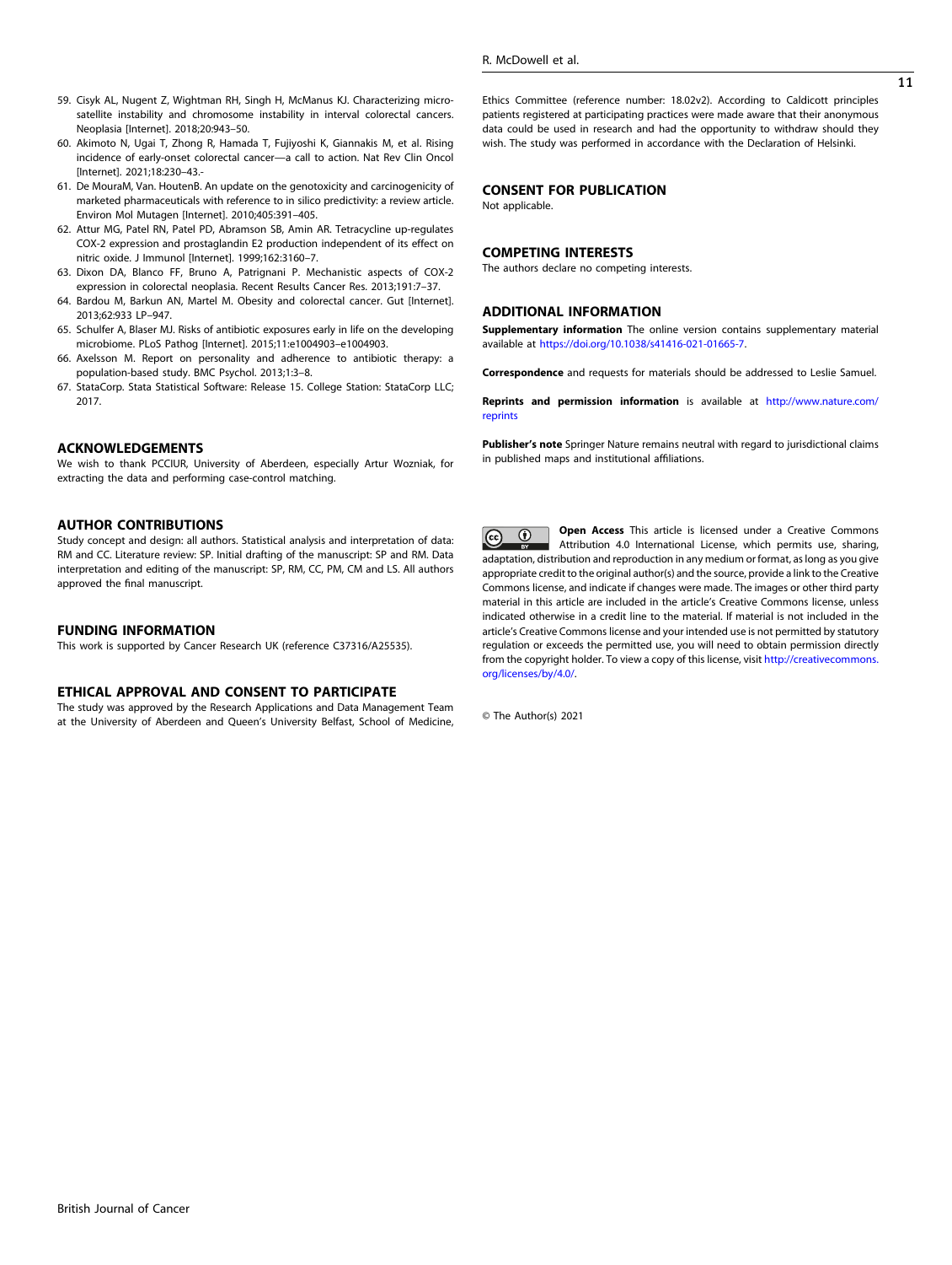59. Cisyk AL, Nugent Z, Wightman RH, Singh H, McManus KJ. Characterizing microsatellite instability and chromosome instability in interval colorectal cancers. Neoplasia [Internet]. 2018;20:943–50.
60. Akimoto N, Ugai T, Zhong R, Hamada T, Fujiyoshi K, Giannakis M, et al. Rising incidence of early-onset colorectal cancer—a call to action. Nat Rev Clin Oncol [Internet]. 2021;18:230–43.-
61. De MouraM, Van. HoutenB. An update on the genotoxicity and carcinogenicity of marketed pharmaceuticals with reference to in silico predictivity: a review article. Environ Mol Mutagen [Internet]. 2010;405:391–405.
62. Attur MG, Patel RN, Patel PD, Abramson SB, Amin AR. Tetracycline up-regulates COX-2 expression and prostaglandin E2 production independent of its effect on nitric oxide. J Immunol [Internet]. 1999;162:3160–7.
63. Dixon DA, Blanco FF, Bruno A, Patrignani P. Mechanistic aspects of COX-2 expression in colorectal neoplasia. Recent Results Cancer Res. 2013;191:7–37.
64. Bardou M, Barkun AN, Martel M. Obesity and colorectal cancer. Gut [Internet]. 2013;62:933 LP–947.
65. Schulfer A, Blaser MJ. Risks of antibiotic exposures early in life on the developing microbiome. PLoS Pathog [Internet]. 2015;11:e1004903–e1004903.
66. Axelsson M. Report on personality and adherence to antibiotic therapy: a population-based study. BMC Psychol. 2013;1:3–8.
67. StataCorp. Stata Statistical Software: Release 15. College Station: StataCorp LLC; 2017.

## ACKNOWLEDGEMENTS

We wish to thank PCCIUR, University of Aberdeen, especially Artur Wozniak, for extracting the data and performing case-control matching.

## AUTHOR CONTRIBUTIONS

Study concept and design: all authors. Statistical analysis and interpretation of data: RM and CC. Literature review: SP. Initial drafting of the manuscript: SP and RM. Data interpretation and editing of the manuscript: SP, RM, CC, PM, CM and LS. All authors approved the final manuscript.

## FUNDING INFORMATION

This work is supported by Cancer Research UK (reference C37316/A25535).

## ETHICAL APPROVAL AND CONSENT TO PARTICIPATE

The study was approved by the Research Applications and Data Management Team at the University of Aberdeen and Queen's University Belfast, School of Medicine, Ethics Committee (reference number: 18.02v2). According to Caldicott principles patients registered at participating practices were made aware that their anonymous data could be used in research and had the opportunity to withdraw should they wish. The study was performed in accordance with the Declaration of Helsinki.

## CONSENT FOR PUBLICATION

Not applicable.

## COMPETING INTERESTS

The authors declare no competing interests.

## ADDITIONAL INFORMATION

**Supplementary information** The online version contains supplementary material available at https://doi.org/10.1038/s41416-021-01665-7.

**Correspondence** and requests for materials should be addressed to Leslie Samuel.

**Reprints and permission information** is available at http://www.nature.com/reprints

**Publisher's note** Springer Nature remains neutral with regard to jurisdictional claims in published maps and institutional affiliations.

**Open Access** This article is licensed under a Creative Commons Attribution 4.0 International License, which permits use, sharing, adaptation, distribution and reproduction in any medium or format, as long as you give appropriate credit to the original author(s) and the source, provide a link to the Creative Commons license, and indicate if changes were made. The images or other third party material in this article are included in the article's Creative Commons license, unless indicated otherwise in a credit line to the material. If material is not included in the article's Creative Commons license and your intended use is not permitted by statutory regulation or exceeds the permitted use, you will need to obtain permission directly from the copyright holder. To view a copy of this license, visit http://creativecommons.org/licenses/by/4.0/.

© The Author(s) 2021